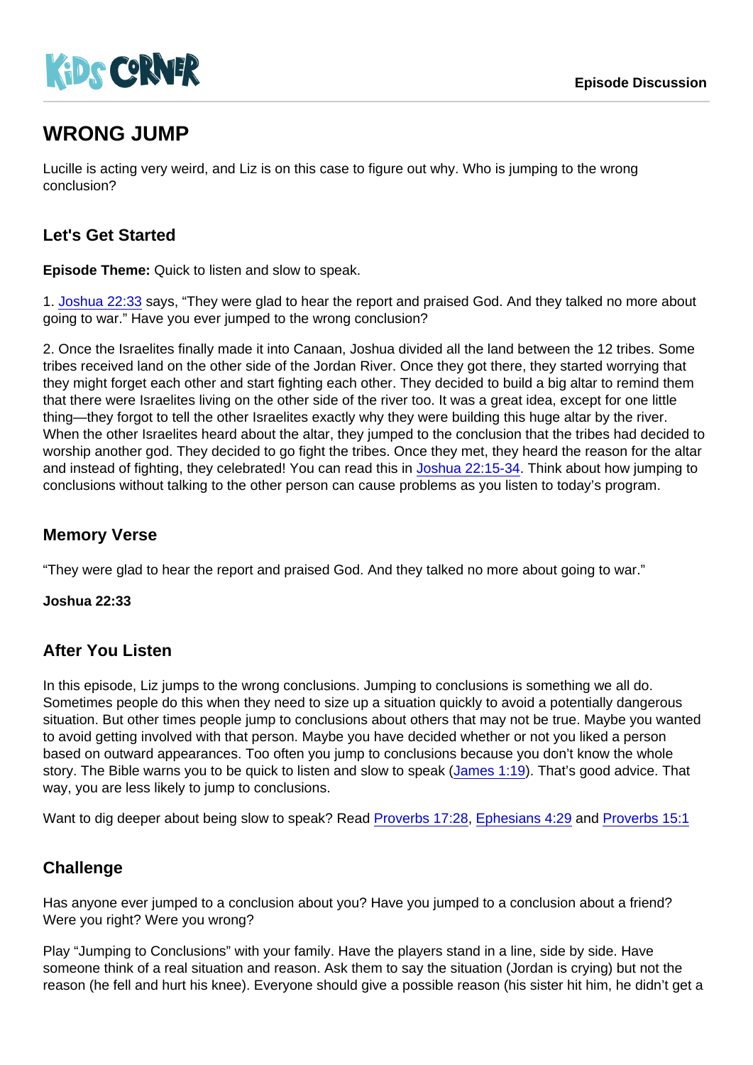KIDS CORNER

Episode Discussion

# WRONG JUMP

Lucille is acting very weird, and Liz is on this case to figure out why. Who is jumping to the wrong conclusion?

## Let's Get Started

**Episode Theme:** Quick to listen and slow to speak.

1. Joshua 22:33 says, "They were glad to hear the report and praised God. And they talked no more about going to war." Have you ever jumped to the wrong conclusion?

2. Once the Israelites finally made it into Canaan, Joshua divided all the land between the 12 tribes. Some tribes received land on the other side of the Jordan River. Once they got there, they started worrying that they might forget each other and start fighting each other. They decided to build a big altar to remind them that there were Israelites living on the other side of the river too. It was a great idea, except for one little thing—they forgot to tell the other Israelites exactly why they were building this huge altar by the river. When the other Israelites heard about the altar, they jumped to the conclusion that the tribes had decided to worship another god. They decided to go fight the tribes. Once they met, they heard the reason for the altar and instead of fighting, they celebrated! You can read this in Joshua 22:15-34. Think about how jumping to conclusions without talking to the other person can cause problems as you listen to today's program.

## Memory Verse

"They were glad to hear the report and praised God. And they talked no more about going to war."

**Joshua 22:33**

## After You Listen

In this episode, Liz jumps to the wrong conclusions. Jumping to conclusions is something we all do. Sometimes people do this when they need to size up a situation quickly to avoid a potentially dangerous situation. But other times people jump to conclusions about others that may not be true. Maybe you wanted to avoid getting involved with that person. Maybe you have decided whether or not you liked a person based on outward appearances. Too often you jump to conclusions because you don't know the whole story. The Bible warns you to be quick to listen and slow to speak (James 1:19). That's good advice. That way, you are less likely to jump to conclusions.

Want to dig deeper about being slow to speak? Read Proverbs 17:28, Ephesians 4:29 and Proverbs 15:1

## Challenge

Has anyone ever jumped to a conclusion about you? Have you jumped to a conclusion about a friend? Were you right? Were you wrong?

Play "Jumping to Conclusions" with your family. Have the players stand in a line, side by side. Have someone think of a real situation and reason. Ask them to say the situation (Jordan is crying) but not the reason (he fell and hurt his knee). Everyone should give a possible reason (his sister hit him, he didn't get a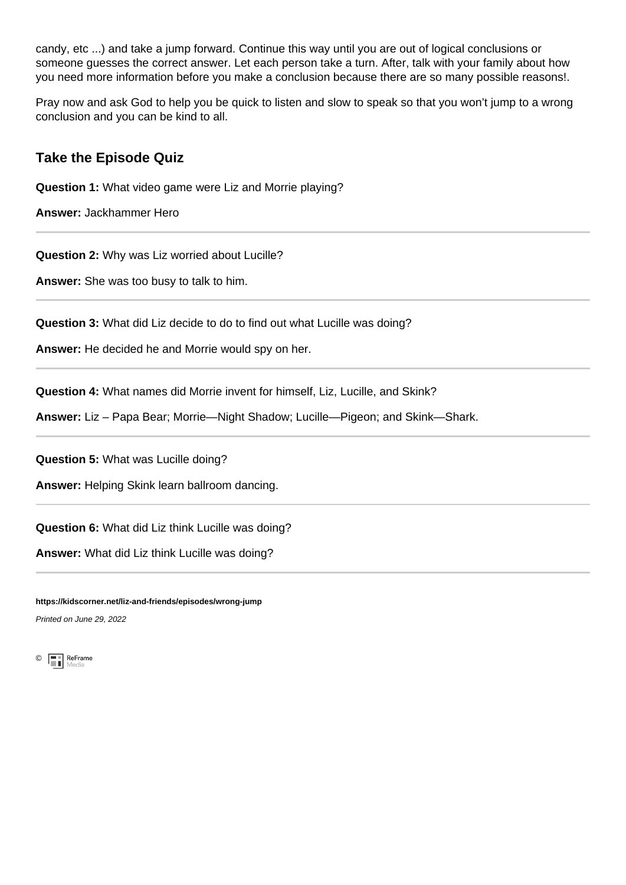candy, etc ...) and take a jump forward. Continue this way until you are out of logical conclusions or someone guesses the correct answer. Let each person take a turn. After, talk with your family about how you need more information before you make a conclusion because there are so many possible reasons!.

Pray now and ask God to help you be quick to listen and slow to speak so that you won't jump to a wrong conclusion and you can be kind to all.

## Take the Episode Quiz

**Question 1:** What video game were Liz and Morrie playing?

**Answer:** Jackhammer Hero

---

**Question 2:** Why was Liz worried about Lucille?

**Answer:** She was too busy to talk to him.

---

**Question 3:** What did Liz decide to do to find out what Lucille was doing?

**Answer:** He decided he and Morrie would spy on her.

---

**Question 4:** What names did Morrie invent for himself, Liz, Lucille, and Skink?

**Answer:** Liz – Papa Bear; Morrie—Night Shadow; Lucille—Pigeon; and Skink—Shark.

---

**Question 5:** What was Lucille doing?

**Answer:** Helping Skink learn ballroom dancing.

---

**Question 6:** What did Liz think Lucille was doing?

**Answer:** What did Liz think Lucille was doing?

---

**https://kidscorner.net/liz-and-friends/episodes/wrong-jump**

*Printed on June 29, 2022*

© ReFrame Media